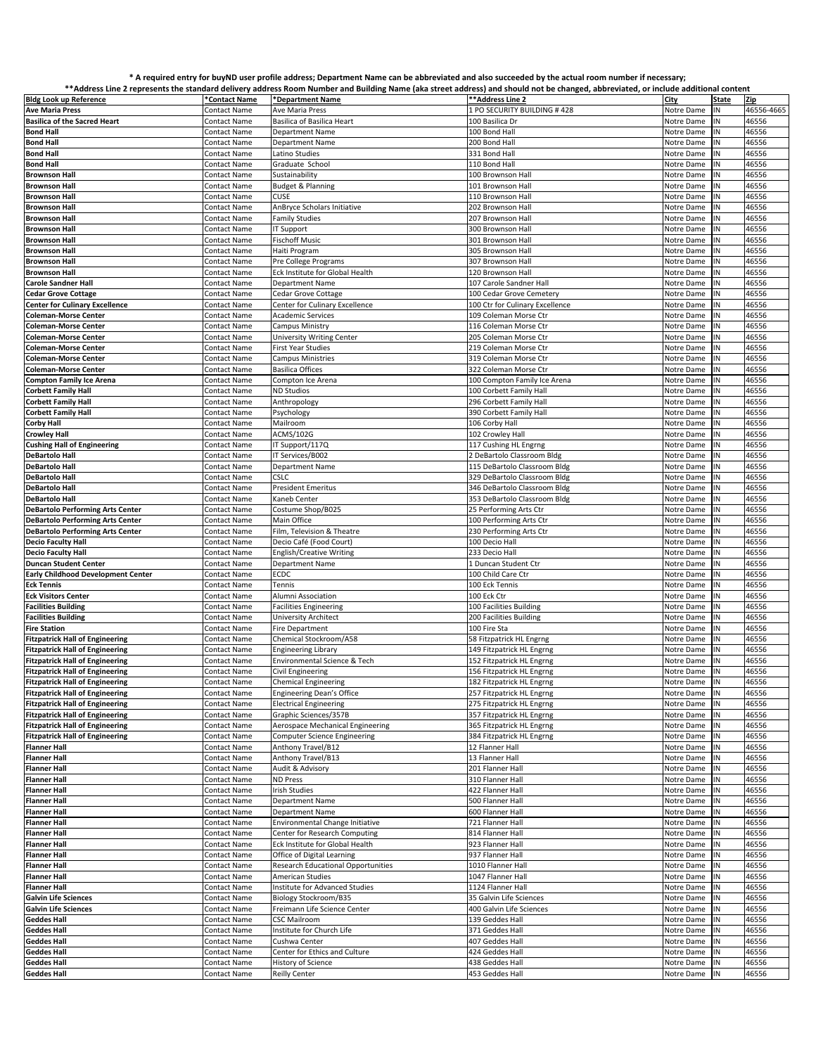**\* A required entry for buyND user profile address; Department Name can be abbreviated and also succeeded by the actual room number if necessary;**

**\*\*Address Line 2 represents the standard delivery address Room Number and Building Name (aka street address) and should not be changed, abbreviated, or include additional content**

| Bldg Look up Reference | *Contact Name | *Department Name | **Address Line 2 | City | State | Zip |
|---|---|---|---|---|---|---|
| **Ave Maria Press** | Contact Name | Ave Maria Press | 1 PO SECURITY BUILDING # 428 | Notre Dame | IN | 46556-4665 |
| **Basilica of the Sacred Heart** | Contact Name | Basilica of Basilica Heart | 100 Basilica Dr | Notre Dame | IN | 46556 |
| **Bond Hall** | Contact Name | Department Name | 100 Bond Hall | Notre Dame | IN | 46556 |
| **Bond Hall** | Contact Name | Department Name | 200 Bond Hall | Notre Dame | IN | 46556 |
| **Bond Hall** | Contact Name | Latino Studies | 331 Bond Hall | Notre Dame | IN | 46556 |
| **Bond Hall** | Contact Name | Graduate School | 110 Bond Hall | Notre Dame | IN | 46556 |
| **Brownson Hall** | Contact Name | Sustainability | 100 Brownson Hall | Notre Dame | IN | 46556 |
| **Brownson Hall** | Contact Name | Budget & Planning | 101 Brownson Hall | Notre Dame | IN | 46556 |
| **Brownson Hall** | Contact Name | CUSE | 110 Brownson Hall | Notre Dame | IN | 46556 |
| **Brownson Hall** | Contact Name | AnBryce Scholars Initiative | 202 Brownson Hall | Notre Dame | IN | 46556 |
| **Brownson Hall** | Contact Name | Family Studies | 207 Brownson Hall | Notre Dame | IN | 46556 |
| **Brownson Hall** | Contact Name | IT Support | 300 Brownson Hall | Notre Dame | IN | 46556 |
| **Brownson Hall** | Contact Name | Fischoff Music | 301 Brownson Hall | Notre Dame | IN | 46556 |
| **Brownson Hall** | Contact Name | Haiti Program | 305 Brownson Hall | Notre Dame | IN | 46556 |
| **Brownson Hall** | Contact Name | Pre College Programs | 307 Brownson Hall | Notre Dame | IN | 46556 |
| **Brownson Hall** | Contact Name | Eck Institute for Global Health | 120 Brownson Hall | Notre Dame | IN | 46556 |
| **Carole Sandner Hall** | Contact Name | Department Name | 107 Carole Sandner Hall | Notre Dame | IN | 46556 |
| **Cedar Grove Cottage** | Contact Name | Cedar Grove Cottage | 100 Cedar Grove Cemetery | Notre Dame | IN | 46556 |
| **Center for Culinary Excellence** | Contact Name | Center for Culinary Excellence | 100 Ctr for Culinary Excellence | Notre Dame | IN | 46556 |
| **Coleman-Morse Center** | Contact Name | Academic Services | 109 Coleman Morse Ctr | Notre Dame | IN | 46556 |
| **Coleman-Morse Center** | Contact Name | Campus Ministry | 116 Coleman Morse Ctr | Notre Dame | IN | 46556 |
| **Coleman-Morse Center** | Contact Name | University Writing Center | 205 Coleman Morse Ctr | Notre Dame | IN | 46556 |
| **Coleman-Morse Center** | Contact Name | First Year Studies | 219 Coleman Morse Ctr | Notre Dame | IN | 46556 |
| **Coleman-Morse Center** | Contact Name | Campus Ministries | 319 Coleman Morse Ctr | Notre Dame | IN | 46556 |
| **Coleman-Morse Center** | Contact Name | Basilica Offices | 322 Coleman Morse Ctr | Notre Dame | IN | 46556 |
| **Compton Family Ice Arena** | Contact Name | Compton Ice Arena | 100 Compton Family Ice Arena | Notre Dame | IN | 46556 |
| **Corbett Family Hall** | Contact Name | ND Studios | 100 Corbett Family Hall | Notre Dame | IN | 46556 |
| **Corbett Family Hall** | Contact Name | Anthropology | 296 Corbett Family Hall | Notre Dame | IN | 46556 |
| **Corbett Family Hall** | Contact Name | Psychology | 390 Corbett Family Hall | Notre Dame | IN | 46556 |
| **Corby Hall** | Contact Name | Mailroom | 106 Corby Hall | Notre Dame | IN | 46556 |
| **Crowley Hall** | Contact Name | ACMS/102G | 102 Crowley Hall | Notre Dame | IN | 46556 |
| **Cushing Hall of Engineering** | Contact Name | IT Support/117Q | 117 Cushing HL Engrng | Notre Dame | IN | 46556 |
| **DeBartolo Hall** | Contact Name | IT Services/B002 | 2 DeBartolo Classroom Bldg | Notre Dame | IN | 46556 |
| **DeBartolo Hall** | Contact Name | Department Name | 115 DeBartolo Classroom Bldg | Notre Dame | IN | 46556 |
| **DeBartolo Hall** | Contact Name | CSLC | 329 DeBartolo Classroom Bldg | Notre Dame | IN | 46556 |
| **DeBartolo Hall** | Contact Name | President Emeritus | 346 DeBartolo Classroom Bldg | Notre Dame | IN | 46556 |
| **DeBartolo Hall** | Contact Name | Kaneb Center | 353 DeBartolo Classroom Bldg | Notre Dame | IN | 46556 |
| **DeBartolo Performing Arts Center** | Contact Name | Costume Shop/B025 | 25 Performing Arts Ctr | Notre Dame | IN | 46556 |
| **DeBartolo Performing Arts Center** | Contact Name | Main Office | 100 Performing Arts Ctr | Notre Dame | IN | 46556 |
| **DeBartolo Performing Arts Center** | Contact Name | Film, Television & Theatre | 230 Performing Arts Ctr | Notre Dame | IN | 46556 |
| **Decio Faculty Hall** | Contact Name | Decio Café (Food Court) | 100 Decio Hall | Notre Dame | IN | 46556 |
| **Decio Faculty Hall** | Contact Name | English/Creative Writing | 233 Decio Hall | Notre Dame | IN | 46556 |
| **Duncan Student Center** | Contact Name | Department Name | 1 Duncan Student Ctr | Notre Dame | IN | 46556 |
| **Early Childhood Development Center** | Contact Name | ECDC | 100 Child Care Ctr | Notre Dame | IN | 46556 |
| **Eck Tennis** | Contact Name | Tennis | 100 Eck Tennis | Notre Dame | IN | 46556 |
| **Eck Visitors Center** | Contact Name | Alumni Association | 100 Eck Ctr | Notre Dame | IN | 46556 |
| **Facilities Building** | Contact Name | Facilities Engineering | 100 Facilities Building | Notre Dame | IN | 46556 |
| **Facilities Building** | Contact Name | University Architect | 200 Facilities Building | Notre Dame | IN | 46556 |
| **Fire Station** | Contact Name | Fire Department | 100 Fire Sta | Notre Dame | IN | 46556 |
| **Fitzpatrick Hall of Engineering** | Contact Name | Chemical Stockroom/A58 | 58 Fitzpatrick HL Engrng | Notre Dame | IN | 46556 |
| **Fitzpatrick Hall of Engineering** | Contact Name | Engineering Library | 149 Fitzpatrick HL Engrng | Notre Dame | IN | 46556 |
| **Fitzpatrick Hall of Engineering** | Contact Name | Environmental Science & Tech | 152 Fitzpatrick HL Engrng | Notre Dame | IN | 46556 |
| **Fitzpatrick Hall of Engineering** | Contact Name | Civil Engineering | 156 Fitzpatrick HL Engrng | Notre Dame | IN | 46556 |
| **Fitzpatrick Hall of Engineering** | Contact Name | Chemical Engineering | 182 Fitzpatrick HL Engrng | Notre Dame | IN | 46556 |
| **Fitzpatrick Hall of Engineering** | Contact Name | Engineering Dean's Office | 257 Fitzpatrick HL Engrng | Notre Dame | IN | 46556 |
| **Fitzpatrick Hall of Engineering** | Contact Name | Electrical Engineering | 275 Fitzpatrick HL Engrng | Notre Dame | IN | 46556 |
| **Fitzpatrick Hall of Engineering** | Contact Name | Graphic Sciences/357B | 357 Fitzpatrick HL Engrng | Notre Dame | IN | 46556 |
| **Fitzpatrick Hall of Engineering** | Contact Name | Aerospace Mechanical Engineering | 365 Fitzpatrick HL Engrng | Notre Dame | IN | 46556 |
| **Fitzpatrick Hall of Engineering** | Contact Name | Computer Science Engineering | 384 Fitzpatrick HL Engrng | Notre Dame | IN | 46556 |
| **Flanner Hall** | Contact Name | Anthony Travel/B12 | 12 Flanner Hall | Notre Dame | IN | 46556 |
| **Flanner Hall** | Contact Name | Anthony Travel/B13 | 13 Flanner Hall | Notre Dame | IN | 46556 |
| **Flanner Hall** | Contact Name | Audit & Advisory | 201 Flanner Hall | Notre Dame | IN | 46556 |
| **Flanner Hall** | Contact Name | ND Press | 310 Flanner Hall | Notre Dame | IN | 46556 |
| **Flanner Hall** | Contact Name | Irish Studies | 422 Flanner Hall | Notre Dame | IN | 46556 |
| **Flanner Hall** | Contact Name | Department Name | 500 Flanner Hall | Notre Dame | IN | 46556 |
| **Flanner Hall** | Contact Name | Department Name | 600 Flanner Hall | Notre Dame | IN | 46556 |
| **Flanner Hall** | Contact Name | Environmental Change Initiative | 721 Flanner Hall | Notre Dame | IN | 46556 |
| **Flanner Hall** | Contact Name | Center for Research Computing | 814 Flanner Hall | Notre Dame | IN | 46556 |
| **Flanner Hall** | Contact Name | Eck Institute for Global Health | 923 Flanner Hall | Notre Dame | IN | 46556 |
| **Flanner Hall** | Contact Name | Office of Digital Learning | 937 Flanner Hall | Notre Dame | IN | 46556 |
| **Flanner Hall** | Contact Name | Research Educational Opportunities | 1010 Flanner Hall | Notre Dame | IN | 46556 |
| **Flanner Hall** | Contact Name | American Studies | 1047 Flanner Hall | Notre Dame | IN | 46556 |
| **Flanner Hall** | Contact Name | Institute for Advanced Studies | 1124 Flanner Hall | Notre Dame | IN | 46556 |
| **Galvin Life Sciences** | Contact Name | Biology Stockroom/B35 | 35 Galvin Life Sciences | Notre Dame | IN | 46556 |
| **Galvin Life Sciences** | Contact Name | Freimann Life Science Center | 400 Galvin Life Sciences | Notre Dame | IN | 46556 |
| **Geddes Hall** | Contact Name | CSC Mailroom | 139 Geddes Hall | Notre Dame | IN | 46556 |
| **Geddes Hall** | Contact Name | Institute for Church Life | 371 Geddes Hall | Notre Dame | IN | 46556 |
| **Geddes Hall** | Contact Name | Cushwa Center | 407 Geddes Hall | Notre Dame | IN | 46556 |
| **Geddes Hall** | Contact Name | Center for Ethics and Culture | 424 Geddes Hall | Notre Dame | IN | 46556 |
| **Geddes Hall** | Contact Name | History of Science | 438 Geddes Hall | Notre Dame | IN | 46556 |
| **Geddes Hall** | Contact Name | Reilly Center | 453 Geddes Hall | Notre Dame | IN | 46556 |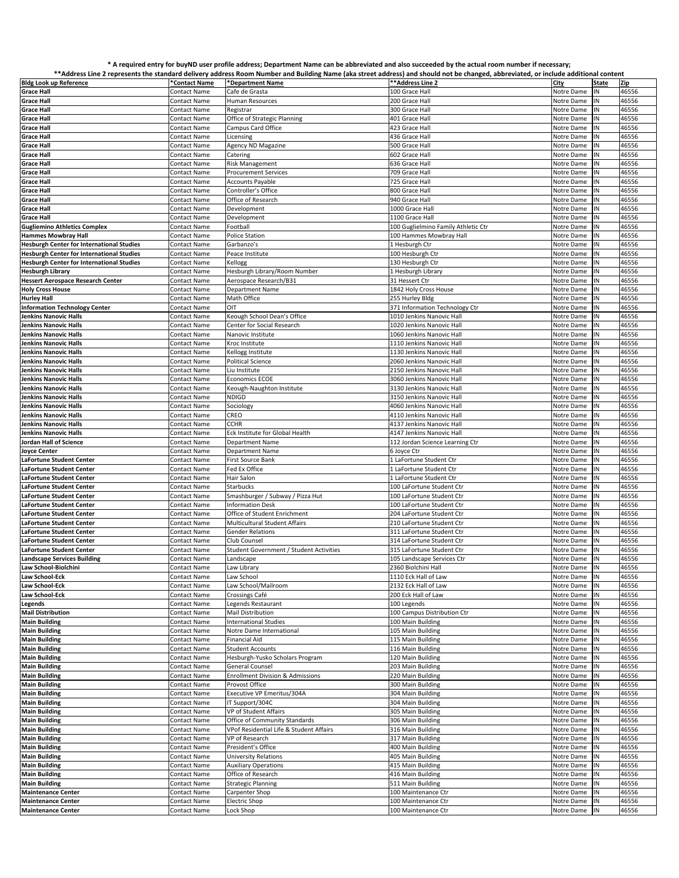\* A required entry for buyND user profile address; Department Name can be abbreviated and also succeeded by the actual room number if necessary;

\*\*Address Line 2 represents the standard delivery address Room Number and Building Name (aka street address) and should not be changed, abbreviated, or include additional content

| Bldg Look up Reference | *Contact Name | *Department Name | **Address Line 2 | City | State | Zip |
|---|---|---|---|---|---|---|
| Grace Hall | Contact Name | Cafe de Grasta | 100 Grace Hall | Notre Dame | IN | 46556 |
| Grace Hall | Contact Name | Human Resources | 200 Grace Hall | Notre Dame | IN | 46556 |
| Grace Hall | Contact Name | Registrar | 300 Grace Hall | Notre Dame | IN | 46556 |
| Grace Hall | Contact Name | Office of Strategic Planning | 401 Grace Hall | Notre Dame | IN | 46556 |
| Grace Hall | Contact Name | Campus Card Office | 423 Grace Hall | Notre Dame | IN | 46556 |
| Grace Hall | Contact Name | Licensing | 436 Grace Hall | Notre Dame | IN | 46556 |
| Grace Hall | Contact Name | Agency ND Magazine | 500 Grace Hall | Notre Dame | IN | 46556 |
| Grace Hall | Contact Name | Catering | 602 Grace Hall | Notre Dame | IN | 46556 |
| Grace Hall | Contact Name | Risk Management | 636 Grace Hall | Notre Dame | IN | 46556 |
| Grace Hall | Contact Name | Procurement Services | 709 Grace Hall | Notre Dame | IN | 46556 |
| Grace Hall | Contact Name | Accounts Payable | 725 Grace Hall | Notre Dame | IN | 46556 |
| Grace Hall | Contact Name | Controller's Office | 800 Grace Hall | Notre Dame | IN | 46556 |
| Grace Hall | Contact Name | Office of Research | 940 Grace Hall | Notre Dame | IN | 46556 |
| Grace Hall | Contact Name | Development | 1000 Grace Hall | Notre Dame | IN | 46556 |
| Grace Hall | Contact Name | Development | 1100 Grace Hall | Notre Dame | IN | 46556 |
| Gugliemino Athletics Complex | Contact Name | Football | 100 Guglielmino Family Athletic Ctr | Notre Dame | IN | 46556 |
| Hammes Mowbray Hall | Contact Name | Police Station | 100 Hammes Mowbray Hall | Notre Dame | IN | 46556 |
| Hesburgh Center for International Studies | Contact Name | Garbanzo's | 1 Hesburgh Ctr | Notre Dame | IN | 46556 |
| Hesburgh Center for International Studies | Contact Name | Peace Institute | 100 Hesburgh Ctr | Notre Dame | IN | 46556 |
| Hesburgh Center for International Studies | Contact Name | Kellogg | 130 Hesburgh Ctr | Notre Dame | IN | 46556 |
| Hesburgh Library | Contact Name | Hesburgh Library/Room Number | 1 Hesburgh Library | Notre Dame | IN | 46556 |
| Hessert Aerospace Research Center | Contact Name | Aerospace Research/B31 | 31 Hessert Ctr | Notre Dame | IN | 46556 |
| Holy Cross House | Contact Name | Department Name | 1842 Holy Cross House | Notre Dame | IN | 46556 |
| Hurley Hall | Contact Name | Math Office | 255 Hurley Bldg | Notre Dame | IN | 46556 |
| Information Technology Center | Contact Name | OIT | 371 Information Technology Ctr | Notre Dame | IN | 46556 |
| Jenkins Nanovic Halls | Contact Name | Keough School Dean's Office | 1010 Jenkins Nanovic Hall | Notre Dame | IN | 46556 |
| Jenkins Nanovic Halls | Contact Name | Center for Social Research | 1020 Jenkins Nanovic Hall | Notre Dame | IN | 46556 |
| Jenkins Nanovic Halls | Contact Name | Nanovic Institute | 1060 Jenkins Nanovic Hall | Notre Dame | IN | 46556 |
| Jenkins Nanovic Halls | Contact Name | Kroc Institute | 1110 Jenkins Nanovic Hall | Notre Dame | IN | 46556 |
| Jenkins Nanovic Halls | Contact Name | Kellogg Institute | 1130 Jenkins Nanovic Hall | Notre Dame | IN | 46556 |
| Jenkins Nanovic Halls | Contact Name | Political Science | 2060 Jenkins Nanovic Hall | Notre Dame | IN | 46556 |
| Jenkins Nanovic Halls | Contact Name | Liu Institute | 2150 Jenkins Nanovic Hall | Notre Dame | IN | 46556 |
| Jenkins Nanovic Halls | Contact Name | Economics ECOE | 3060 Jenkins Nanovic Hall | Notre Dame | IN | 46556 |
| Jenkins Nanovic Halls | Contact Name | Keough-Naughton Institute | 3130 Jenkins Nanovic Hall | Notre Dame | IN | 46556 |
| Jenkins Nanovic Halls | Contact Name | NDIGD | 3150 Jenkins Nanovic Hall | Notre Dame | IN | 46556 |
| Jenkins Nanovic Halls | Contact Name | Sociology | 4060 Jenkins Nanovic Hall | Notre Dame | IN | 46556 |
| Jenkins Nanovic Halls | Contact Name | CREO | 4110 Jenkins Nanovic Hall | Notre Dame | IN | 46556 |
| Jenkins Nanovic Halls | Contact Name | CCHR | 4137 Jenkins Nanovic Hall | Notre Dame | IN | 46556 |
| Jenkins Nanovic Halls | Contact Name | Eck Institute for Global Health | 4147 Jenkins Nanovic Hall | Notre Dame | IN | 46556 |
| Jordan Hall of Science | Contact Name | Department Name | 112 Jordan Science Learning Ctr | Notre Dame | IN | 46556 |
| Joyce Center | Contact Name | Department Name | 6 Joyce Ctr | Notre Dame | IN | 46556 |
| LaFortune Student Center | Contact Name | First Source Bank | 1 LaFortune Student Ctr | Notre Dame | IN | 46556 |
| LaFortune Student Center | Contact Name | Fed Ex Office | 1 LaFortune Student Ctr | Notre Dame | IN | 46556 |
| LaFortune Student Center | Contact Name | Hair Salon | 1 LaFortune Student Ctr | Notre Dame | IN | 46556 |
| LaFortune Student Center | Contact Name | Starbucks | 100 LaFortune Student Ctr | Notre Dame | IN | 46556 |
| LaFortune Student Center | Contact Name | Smashburger / Subway / Pizza Hut | 100 LaFortune Student Ctr | Notre Dame | IN | 46556 |
| LaFortune Student Center | Contact Name | Information Desk | 100 LaFortune Student Ctr | Notre Dame | IN | 46556 |
| LaFortune Student Center | Contact Name | Office of Student Enrichment | 204 LaFortune Student Ctr | Notre Dame | IN | 46556 |
| LaFortune Student Center | Contact Name | Multicultural Student Affairs | 210 LaFortune Student Ctr | Notre Dame | IN | 46556 |
| LaFortune Student Center | Contact Name | Gender Relations | 311 LaFortune Student Ctr | Notre Dame | IN | 46556 |
| LaFortune Student Center | Contact Name | Club Counsel | 314 LaFortune Student Ctr | Notre Dame | IN | 46556 |
| LaFortune Student Center | Contact Name | Student Government / Student Activities | 315 LaFortune Student Ctr | Notre Dame | IN | 46556 |
| Landscape Services Building | Contact Name | Landscape | 105 Landscape Services Ctr | Notre Dame | IN | 46556 |
| Law School-Biolchini | Contact Name | Law Library | 2360 Biolchini Hall | Notre Dame | IN | 46556 |
| Law School-Eck | Contact Name | Law School | 1110 Eck Hall of Law | Notre Dame | IN | 46556 |
| Law School-Eck | Contact Name | Law School/Mailroom | 2132 Eck Hall of Law | Notre Dame | IN | 46556 |
| Law School-Eck | Contact Name | Crossings Café | 200 Eck Hall of Law | Notre Dame | IN | 46556 |
| Legends | Contact Name | Legends Restaurant | 100 Legends | Notre Dame | IN | 46556 |
| Mail Distribution | Contact Name | Mail Distribution | 100 Campus Distribution Ctr | Notre Dame | IN | 46556 |
| Main Building | Contact Name | International Studies | 100 Main Building | Notre Dame | IN | 46556 |
| Main Building | Contact Name | Notre Dame International | 105 Main Building | Notre Dame | IN | 46556 |
| Main Building | Contact Name | Financial Aid | 115 Main Building | Notre Dame | IN | 46556 |
| Main Building | Contact Name | Student Accounts | 116 Main Building | Notre Dame | IN | 46556 |
| Main Building | Contact Name | Hesburgh-Yusko Scholars Program | 120 Main Building | Notre Dame | IN | 46556 |
| Main Building | Contact Name | General Counsel | 203 Main Building | Notre Dame | IN | 46556 |
| Main Building | Contact Name | Enrollment Division & Admissions | 220 Main Building | Notre Dame | IN | 46556 |
| Main Building | Contact Name | Provost Office | 300 Main Building | Notre Dame | IN | 46556 |
| Main Building | Contact Name | Executive VP Emeritus/304A | 304 Main Building | Notre Dame | IN | 46556 |
| Main Building | Contact Name | IT Support/304C | 304 Main Building | Notre Dame | IN | 46556 |
| Main Building | Contact Name | VP of Student Affairs | 305 Main Building | Notre Dame | IN | 46556 |
| Main Building | Contact Name | Office of Community Standards | 306 Main Building | Notre Dame | IN | 46556 |
| Main Building | Contact Name | VPof Residential Life & Student Affairs | 316 Main Building | Notre Dame | IN | 46556 |
| Main Building | Contact Name | VP of Research | 317 Main Building | Notre Dame | IN | 46556 |
| Main Building | Contact Name | President's Office | 400 Main Building | Notre Dame | IN | 46556 |
| Main Building | Contact Name | University Relations | 405 Main Building | Notre Dame | IN | 46556 |
| Main Building | Contact Name | Auxiliary Operations | 415 Main Building | Notre Dame | IN | 46556 |
| Main Building | Contact Name | Office of Research | 416 Main Building | Notre Dame | IN | 46556 |
| Main Building | Contact Name | Strategic Planning | 511 Main Building | Notre Dame | IN | 46556 |
| Maintenance Center | Contact Name | Carpenter Shop | 100 Maintenance Ctr | Notre Dame | IN | 46556 |
| Maintenance Center | Contact Name | Electric Shop | 100 Maintenance Ctr | Notre Dame | IN | 46556 |
| Maintenance Center | Contact Name | Lock Shop | 100 Maintenance Ctr | Notre Dame | IN | 46556 |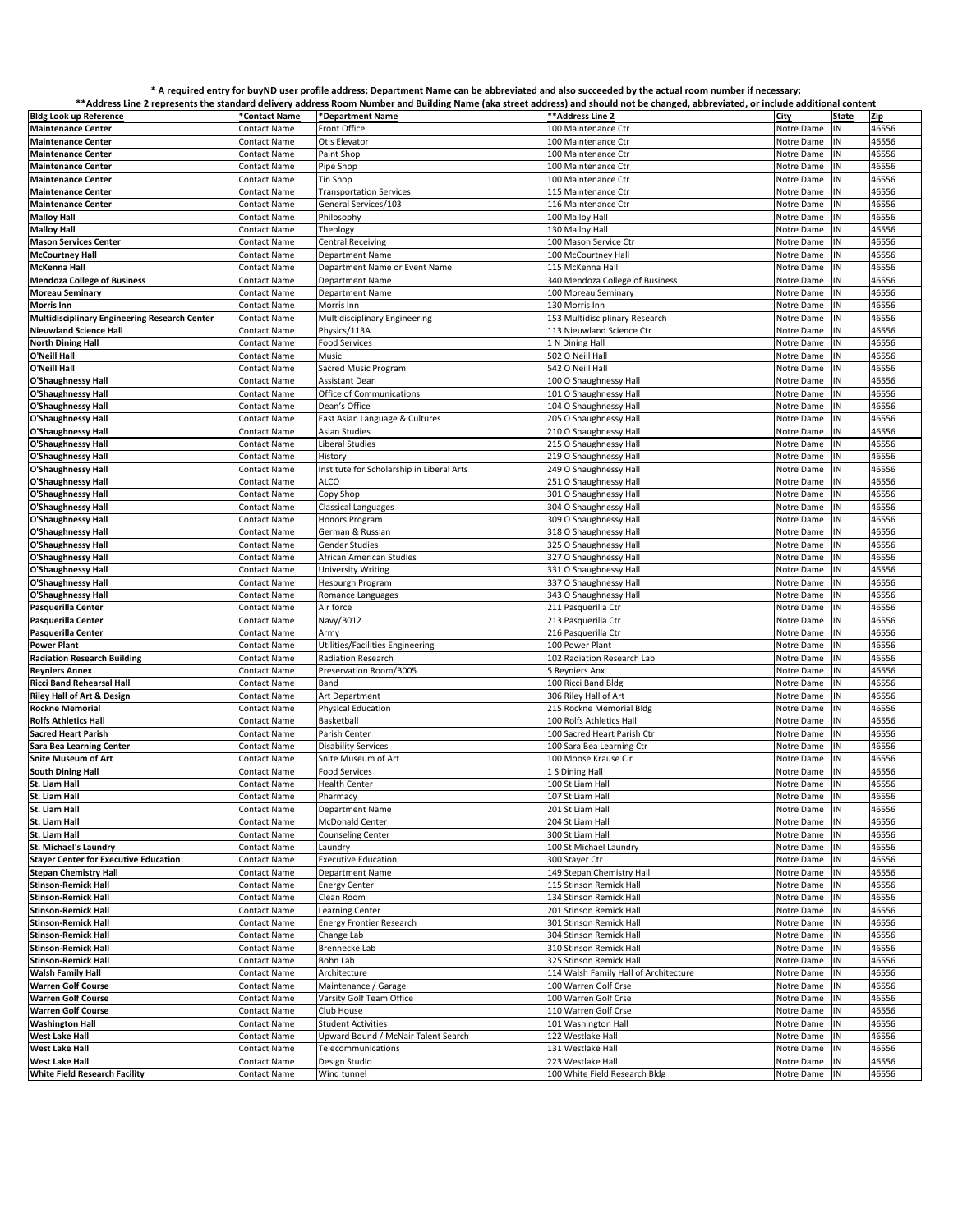\* A required entry for buyND user profile address; Department Name can be abbreviated and also succeeded by the actual room number if necessary;
\*\*Address Line 2 represents the standard delivery address Room Number and Building Name (aka street address) and should not be changed, abbreviated, or include additional content

| Bldg Look up Reference | *Contact Name | *Department Name | **Address Line 2 | City | State | Zip |
|---|---|---|---|---|---|---|
| **Maintenance Center** | Contact Name | Front Office | 100 Maintenance Ctr | Notre Dame | IN | 46556 |
| **Maintenance Center** | Contact Name | Otis Elevator | 100 Maintenance Ctr | Notre Dame | IN | 46556 |
| **Maintenance Center** | Contact Name | Paint Shop | 100 Maintenance Ctr | Notre Dame | IN | 46556 |
| **Maintenance Center** | Contact Name | Pipe Shop | 100 Maintenance Ctr | Notre Dame | IN | 46556 |
| **Maintenance Center** | Contact Name | Tin Shop | 100 Maintenance Ctr | Notre Dame | IN | 46556 |
| **Maintenance Center** | Contact Name | Transportation Services | 115 Maintenance Ctr | Notre Dame | IN | 46556 |
| **Maintenance Center** | Contact Name | General Services/103 | 116 Maintenance Ctr | Notre Dame | IN | 46556 |
| **Malloy Hall** | Contact Name | Philosophy | 100 Malloy Hall | Notre Dame | IN | 46556 |
| **Malloy Hall** | Contact Name | Theology | 130 Malloy Hall | Notre Dame | IN | 46556 |
| **Mason Services Center** | Contact Name | Central Receiving | 100 Mason Service Ctr | Notre Dame | IN | 46556 |
| **McCourtney Hall** | Contact Name | Department Name | 100 McCourtney Hall | Notre Dame | IN | 46556 |
| **McKenna Hall** | Contact Name | Department Name or Event Name | 115 McKenna Hall | Notre Dame | IN | 46556 |
| **Mendoza College of Business** | Contact Name | Department Name | 340 Mendoza College of Business | Notre Dame | IN | 46556 |
| **Moreau Seminary** | Contact Name | Department Name | 100 Moreau Seminary | Notre Dame | IN | 46556 |
| **Morris Inn** | Contact Name | Morris Inn | 130 Morris Inn | Notre Dame | IN | 46556 |
| **Multidisciplinary Engineering Research Center** | Contact Name | Multidisciplinary Engineering | 153 Multidisciplinary Research | Notre Dame | IN | 46556 |
| **Nieuwland Science Hall** | Contact Name | Physics/113A | 113 Nieuwland Science Ctr | Notre Dame | IN | 46556 |
| **North Dining Hall** | Contact Name | Food Services | 1 N Dining Hall | Notre Dame | IN | 46556 |
| **O'Neill Hall** | Contact Name | Music | 502 O Neill Hall | Notre Dame | IN | 46556 |
| **O'Neill Hall** | Contact Name | Sacred Music Program | 542 O Neill Hall | Notre Dame | IN | 46556 |
| **O'Shaughnessy Hall** | Contact Name | Assistant Dean | 100 O Shaughnessy Hall | Notre Dame | IN | 46556 |
| **O'Shaughnessy Hall** | Contact Name | Office of Communications | 101 O Shaughnessy Hall | Notre Dame | IN | 46556 |
| **O'Shaughnessy Hall** | Contact Name | Dean's Office | 104 O Shaughnessy Hall | Notre Dame | IN | 46556 |
| **O'Shaughnessy Hall** | Contact Name | East Asian Language & Cultures | 205 O Shaughnessy Hall | Notre Dame | IN | 46556 |
| **O'Shaughnessy Hall** | Contact Name | Asian Studies | 210 O Shaughnessy Hall | Notre Dame | IN | 46556 |
| **O'Shaughnessy Hall** | Contact Name | Liberal Studies | 215 O Shaughnessy Hall | Notre Dame | IN | 46556 |
| **O'Shaughnessy Hall** | Contact Name | History | 219 O Shaughnessy Hall | Notre Dame | IN | 46556 |
| **O'Shaughnessy Hall** | Contact Name | Institute for Scholarship in Liberal Arts | 249 O Shaughnessy Hall | Notre Dame | IN | 46556 |
| **O'Shaughnessy Hall** | Contact Name | ALCO | 251 O Shaughnessy Hall | Notre Dame | IN | 46556 |
| **O'Shaughnessy Hall** | Contact Name | Copy Shop | 301 O Shaughnessy Hall | Notre Dame | IN | 46556 |
| **O'Shaughnessy Hall** | Contact Name | Classical Languages | 304 O Shaughnessy Hall | Notre Dame | IN | 46556 |
| **O'Shaughnessy Hall** | Contact Name | Honors Program | 309 O Shaughnessy Hall | Notre Dame | IN | 46556 |
| **O'Shaughnessy Hall** | Contact Name | German & Russian | 318 O Shaughnessy Hall | Notre Dame | IN | 46556 |
| **O'Shaughnessy Hall** | Contact Name | Gender Studies | 325 O Shaughnessy Hall | Notre Dame | IN | 46556 |
| **O'Shaughnessy Hall** | Contact Name | African American Studies | 327 O Shaughnessy Hall | Notre Dame | IN | 46556 |
| **O'Shaughnessy Hall** | Contact Name | University Writing | 331 O Shaughnessy Hall | Notre Dame | IN | 46556 |
| **O'Shaughnessy Hall** | Contact Name | Hesburgh Program | 337 O Shaughnessy Hall | Notre Dame | IN | 46556 |
| **O'Shaughnessy Hall** | Contact Name | Romance Languages | 343 O Shaughnessy Hall | Notre Dame | IN | 46556 |
| **Pasquerilla Center** | Contact Name | Air force | 211 Pasquerilla Ctr | Notre Dame | IN | 46556 |
| **Pasquerilla Center** | Contact Name | Navy/B012 | 213 Pasquerilla Ctr | Notre Dame | IN | 46556 |
| **Pasquerilla Center** | Contact Name | Army | 216 Pasquerilla Ctr | Notre Dame | IN | 46556 |
| **Power Plant** | Contact Name | Utilities/Facilities Engineering | 100 Power Plant | Notre Dame | IN | 46556 |
| **Radiation Research Building** | Contact Name | Radiation Research | 102 Radiation Research Lab | Notre Dame | IN | 46556 |
| **Reyniers Annex** | Contact Name | Preservation Room/B005 | 5 Reyniers Anx | Notre Dame | IN | 46556 |
| **Ricci Band Rehearsal Hall** | Contact Name | Band | 100 Ricci Band Bldg | Notre Dame | IN | 46556 |
| **Riley Hall of Art & Design** | Contact Name | Art Department | 306 Riley Hall of Art | Notre Dame | IN | 46556 |
| **Rockne Memorial** | Contact Name | Physical Education | 215 Rockne Memorial Bldg | Notre Dame | IN | 46556 |
| **Rolfs Athletics Hall** | Contact Name | Basketball | 100 Rolfs Athletics Hall | Notre Dame | IN | 46556 |
| **Sacred Heart Parish** | Contact Name | Parish Center | 100 Sacred Heart Parish Ctr | Notre Dame | IN | 46556 |
| **Sara Bea Learning Center** | Contact Name | Disability Services | 100 Sara Bea Learning Ctr | Notre Dame | IN | 46556 |
| **Snite Museum of Art** | Contact Name | Snite Museum of Art | 100 Moose Krause Cir | Notre Dame | IN | 46556 |
| **South Dining Hall** | Contact Name | Food Services | 1 S Dining Hall | Notre Dame | IN | 46556 |
| **St. Liam Hall** | Contact Name | Health Center | 100 St Liam Hall | Notre Dame | IN | 46556 |
| **St. Liam Hall** | Contact Name | Pharmacy | 107 St Liam Hall | Notre Dame | IN | 46556 |
| **St. Liam Hall** | Contact Name | Department Name | 201 St Liam Hall | Notre Dame | IN | 46556 |
| **St. Liam Hall** | Contact Name | McDonald Center | 204 St Liam Hall | Notre Dame | IN | 46556 |
| **St. Liam Hall** | Contact Name | Counseling Center | 300 St Liam Hall | Notre Dame | IN | 46556 |
| **St. Michael's Laundry** | Contact Name | Laundry | 100 St Michael Laundry | Notre Dame | IN | 46556 |
| **Stayer Center for Executive Education** | Contact Name | Executive Education | 300 Stayer Ctr | Notre Dame | IN | 46556 |
| **Stepan Chemistry Hall** | Contact Name | Department Name | 149 Stepan Chemistry Hall | Notre Dame | IN | 46556 |
| **Stinson-Remick Hall** | Contact Name | Energy Center | 115 Stinson Remick Hall | Notre Dame | IN | 46556 |
| **Stinson-Remick Hall** | Contact Name | Clean Room | 134 Stinson Remick Hall | Notre Dame | IN | 46556 |
| **Stinson-Remick Hall** | Contact Name | Learning Center | 201 Stinson Remick Hall | Notre Dame | IN | 46556 |
| **Stinson-Remick Hall** | Contact Name | Energy Frontier Research | 301 Stinson Remick Hall | Notre Dame | IN | 46556 |
| **Stinson-Remick Hall** | Contact Name | Change Lab | 304 Stinson Remick Hall | Notre Dame | IN | 46556 |
| **Stinson-Remick Hall** | Contact Name | Brennecke Lab | 310 Stinson Remick Hall | Notre Dame | IN | 46556 |
| **Stinson-Remick Hall** | Contact Name | Bohn Lab | 325 Stinson Remick Hall | Notre Dame | IN | 46556 |
| **Walsh Family Hall** | Contact Name | Architecture | 114 Walsh Family Hall of Architecture | Notre Dame | IN | 46556 |
| **Warren Golf Course** | Contact Name | Maintenance / Garage | 100 Warren Golf Crse | Notre Dame | IN | 46556 |
| **Warren Golf Course** | Contact Name | Varsity Golf Team Office | 100 Warren Golf Crse | Notre Dame | IN | 46556 |
| **Warren Golf Course** | Contact Name | Club House | 110 Warren Golf Crse | Notre Dame | IN | 46556 |
| **Washington Hall** | Contact Name | Student Activities | 101 Washington Hall | Notre Dame | IN | 46556 |
| **West Lake Hall** | Contact Name | Upward Bound / McNair Talent Search | 122 Westlake Hall | Notre Dame | IN | 46556 |
| **West Lake Hall** | Contact Name | Telecommunications | 131 Westlake Hall | Notre Dame | IN | 46556 |
| **West Lake Hall** | Contact Name | Design Studio | 223 Westlake Hall | Notre Dame | IN | 46556 |
| **White Field Research Facility** | Contact Name | Wind tunnel | 100 White Field Research Bldg | Notre Dame | IN | 46556 |